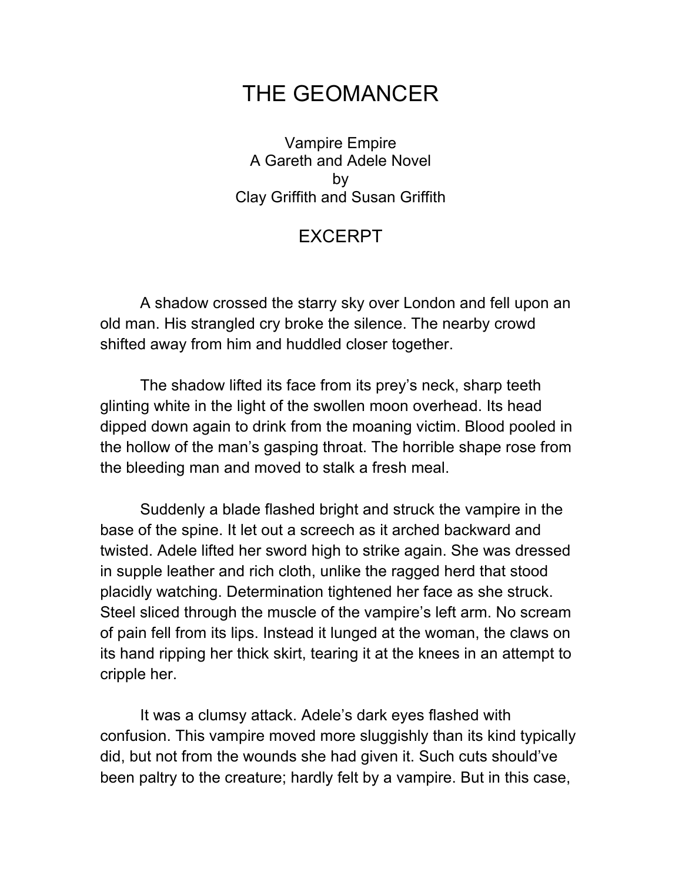# THE GEOMANCER

Vampire Empire
A Gareth and Adele Novel
by
Clay Griffith and Susan Griffith

## EXCERPT

A shadow crossed the starry sky over London and fell upon an old man. His strangled cry broke the silence. The nearby crowd shifted away from him and huddled closer together.

The shadow lifted its face from its prey's neck, sharp teeth glinting white in the light of the swollen moon overhead. Its head dipped down again to drink from the moaning victim. Blood pooled in the hollow of the man's gasping throat. The horrible shape rose from the bleeding man and moved to stalk a fresh meal.

Suddenly a blade flashed bright and struck the vampire in the base of the spine. It let out a screech as it arched backward and twisted. Adele lifted her sword high to strike again. She was dressed in supple leather and rich cloth, unlike the ragged herd that stood placidly watching. Determination tightened her face as she struck. Steel sliced through the muscle of the vampire's left arm. No scream of pain fell from its lips. Instead it lunged at the woman, the claws on its hand ripping her thick skirt, tearing it at the knees in an attempt to cripple her.

It was a clumsy attack. Adele's dark eyes flashed with confusion. This vampire moved more sluggishly than its kind typically did, but not from the wounds she had given it. Such cuts should've been paltry to the creature; hardly felt by a vampire. But in this case,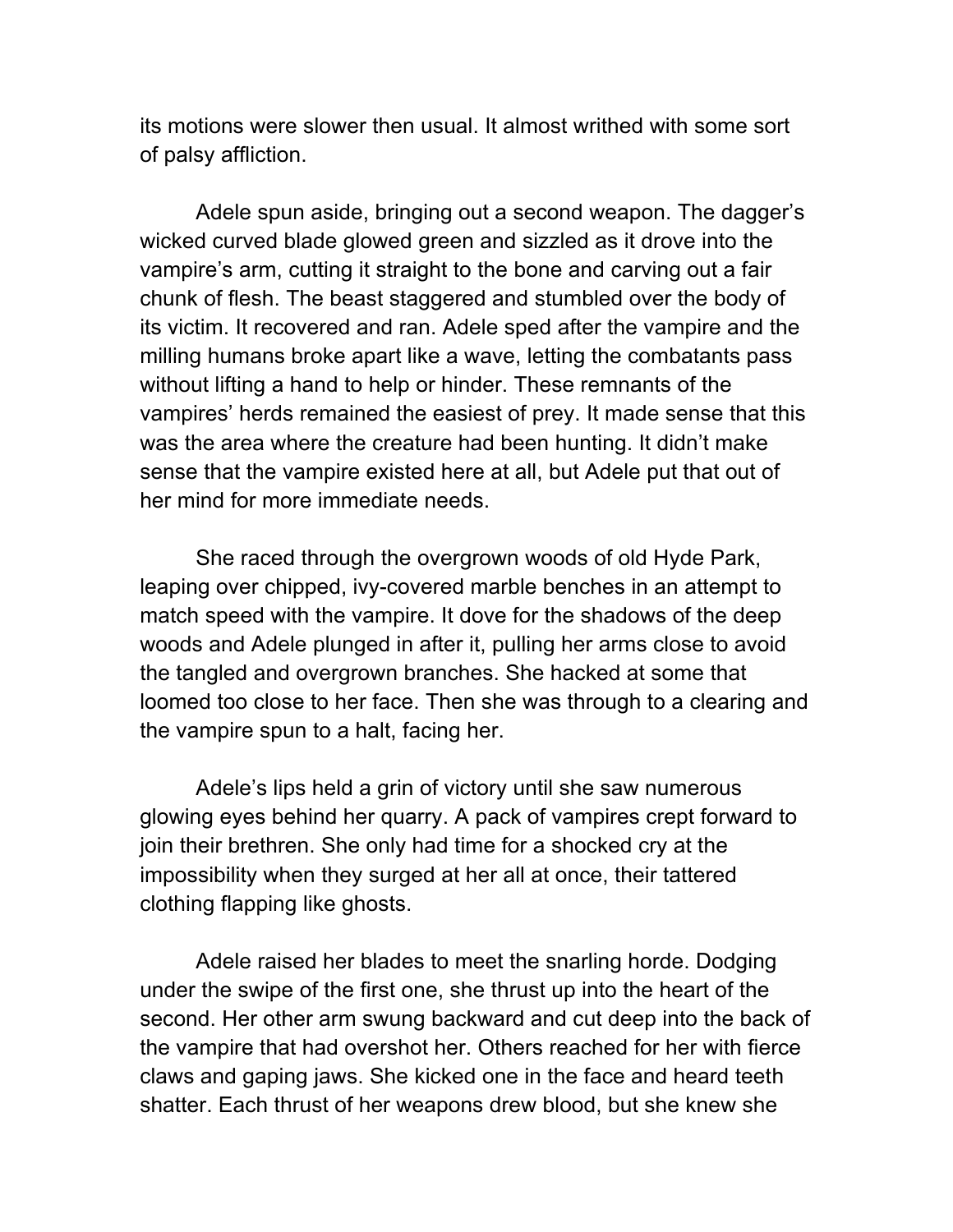its motions were slower then usual. It almost writhed with some sort of palsy affliction.

Adele spun aside, bringing out a second weapon. The dagger's wicked curved blade glowed green and sizzled as it drove into the vampire's arm, cutting it straight to the bone and carving out a fair chunk of flesh. The beast staggered and stumbled over the body of its victim. It recovered and ran. Adele sped after the vampire and the milling humans broke apart like a wave, letting the combatants pass without lifting a hand to help or hinder. These remnants of the vampires' herds remained the easiest of prey. It made sense that this was the area where the creature had been hunting. It didn't make sense that the vampire existed here at all, but Adele put that out of her mind for more immediate needs.

She raced through the overgrown woods of old Hyde Park, leaping over chipped, ivy-covered marble benches in an attempt to match speed with the vampire. It dove for the shadows of the deep woods and Adele plunged in after it, pulling her arms close to avoid the tangled and overgrown branches. She hacked at some that loomed too close to her face. Then she was through to a clearing and the vampire spun to a halt, facing her.

Adele's lips held a grin of victory until she saw numerous glowing eyes behind her quarry. A pack of vampires crept forward to join their brethren. She only had time for a shocked cry at the impossibility when they surged at her all at once, their tattered clothing flapping like ghosts.

Adele raised her blades to meet the snarling horde. Dodging under the swipe of the first one, she thrust up into the heart of the second. Her other arm swung backward and cut deep into the back of the vampire that had overshot her. Others reached for her with fierce claws and gaping jaws. She kicked one in the face and heard teeth shatter. Each thrust of her weapons drew blood, but she knew she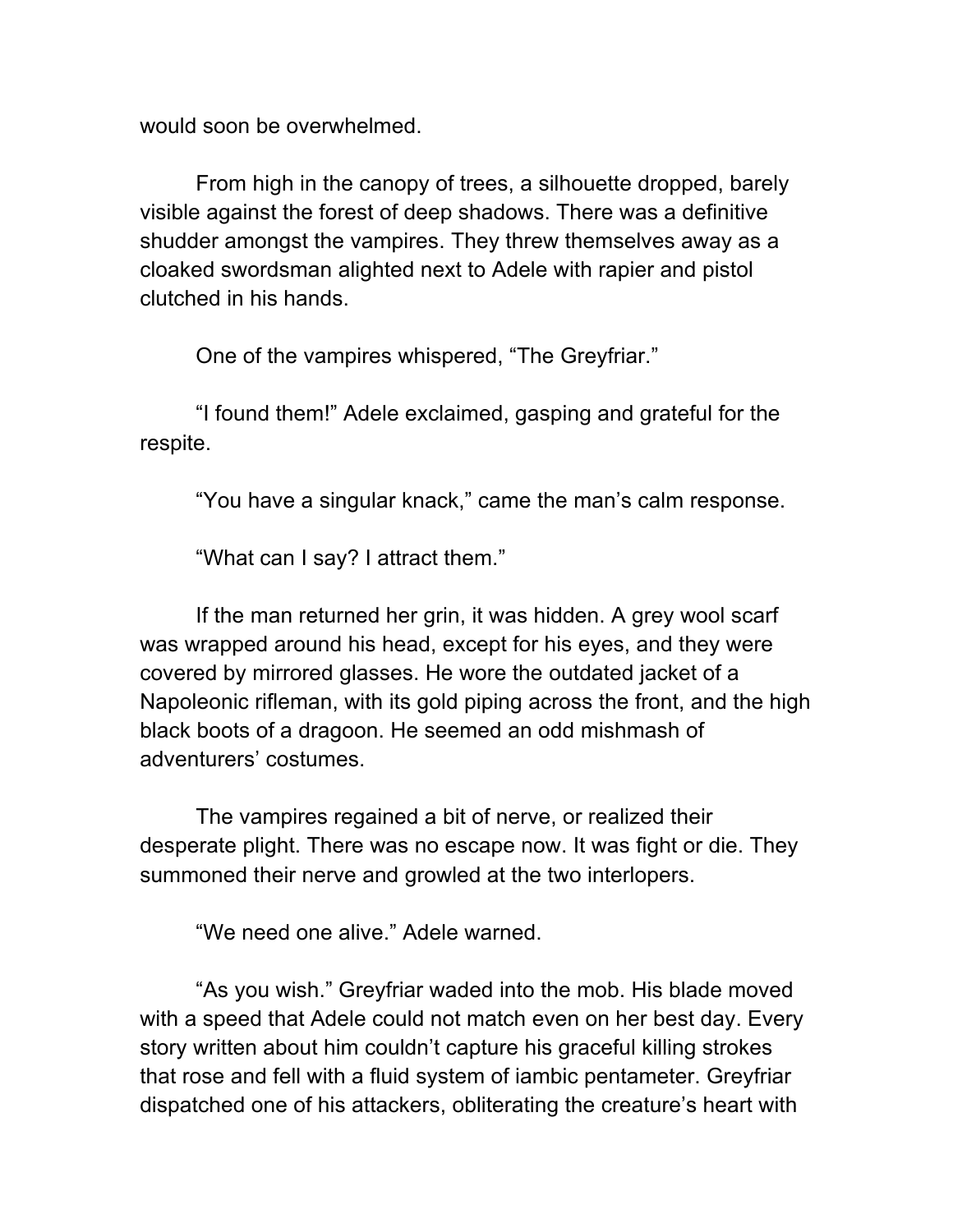would soon be overwhelmed.

From high in the canopy of trees, a silhouette dropped, barely visible against the forest of deep shadows. There was a definitive shudder amongst the vampires. They threw themselves away as a cloaked swordsman alighted next to Adele with rapier and pistol clutched in his hands.

One of the vampires whispered, "The Greyfriar."

"I found them!" Adele exclaimed, gasping and grateful for the respite.

"You have a singular knack," came the man's calm response.

"What can I say? I attract them."

If the man returned her grin, it was hidden. A grey wool scarf was wrapped around his head, except for his eyes, and they were covered by mirrored glasses. He wore the outdated jacket of a Napoleonic rifleman, with its gold piping across the front, and the high black boots of a dragoon. He seemed an odd mishmash of adventurers' costumes.

The vampires regained a bit of nerve, or realized their desperate plight. There was no escape now. It was fight or die. They summoned their nerve and growled at the two interlopers.

"We need one alive." Adele warned.

"As you wish." Greyfriar waded into the mob. His blade moved with a speed that Adele could not match even on her best day. Every story written about him couldn't capture his graceful killing strokes that rose and fell with a fluid system of iambic pentameter. Greyfriar dispatched one of his attackers, obliterating the creature's heart with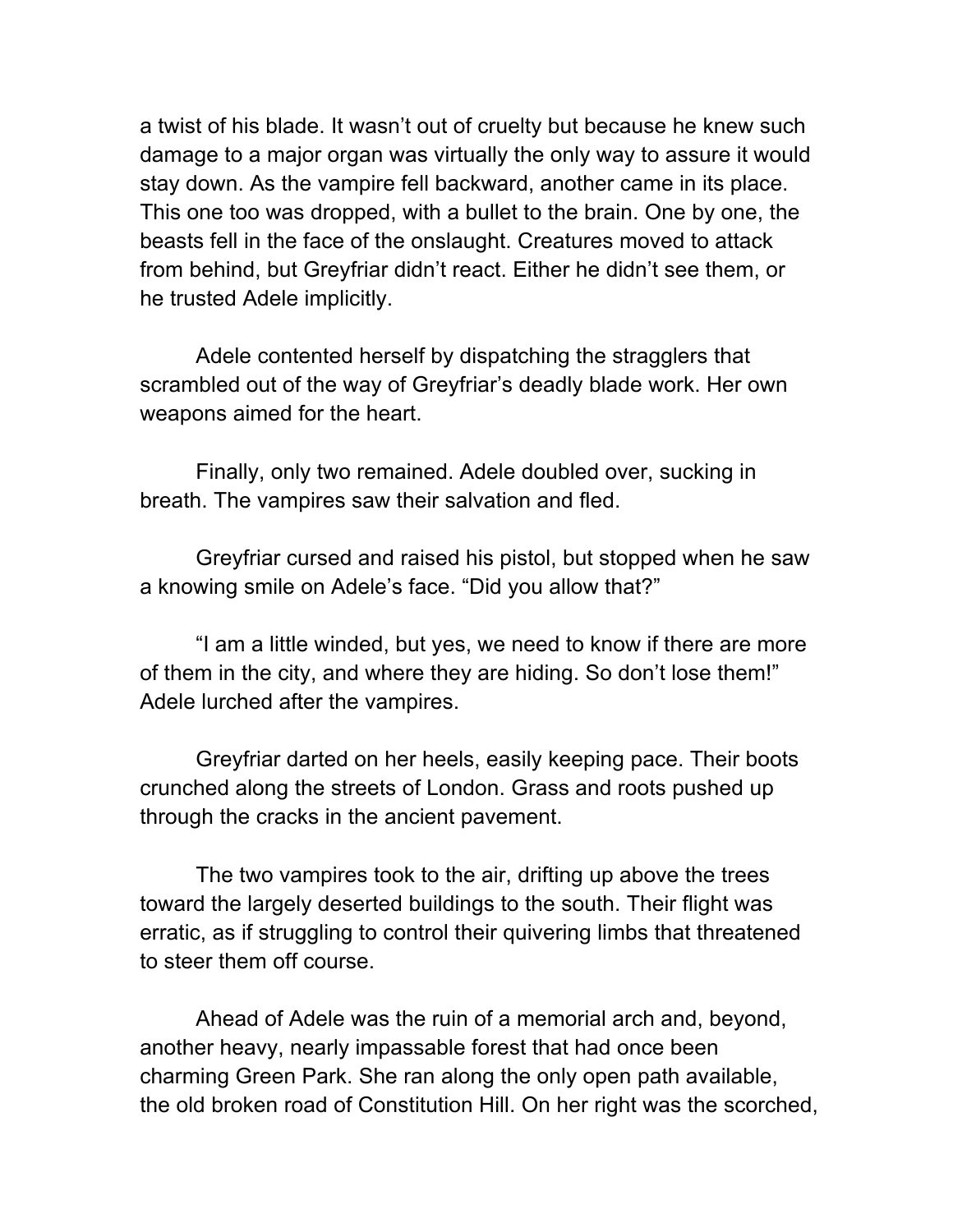a twist of his blade. It wasn't out of cruelty but because he knew such damage to a major organ was virtually the only way to assure it would stay down. As the vampire fell backward, another came in its place. This one too was dropped, with a bullet to the brain. One by one, the beasts fell in the face of the onslaught. Creatures moved to attack from behind, but Greyfriar didn't react. Either he didn't see them, or he trusted Adele implicitly.

Adele contented herself by dispatching the stragglers that scrambled out of the way of Greyfriar's deadly blade work. Her own weapons aimed for the heart.

Finally, only two remained. Adele doubled over, sucking in breath. The vampires saw their salvation and fled.

Greyfriar cursed and raised his pistol, but stopped when he saw a knowing smile on Adele's face. "Did you allow that?"

"I am a little winded, but yes, we need to know if there are more of them in the city, and where they are hiding. So don't lose them!" Adele lurched after the vampires.

Greyfriar darted on her heels, easily keeping pace. Their boots crunched along the streets of London. Grass and roots pushed up through the cracks in the ancient pavement.

The two vampires took to the air, drifting up above the trees toward the largely deserted buildings to the south. Their flight was erratic, as if struggling to control their quivering limbs that threatened to steer them off course.

Ahead of Adele was the ruin of a memorial arch and, beyond, another heavy, nearly impassable forest that had once been charming Green Park. She ran along the only open path available, the old broken road of Constitution Hill. On her right was the scorched,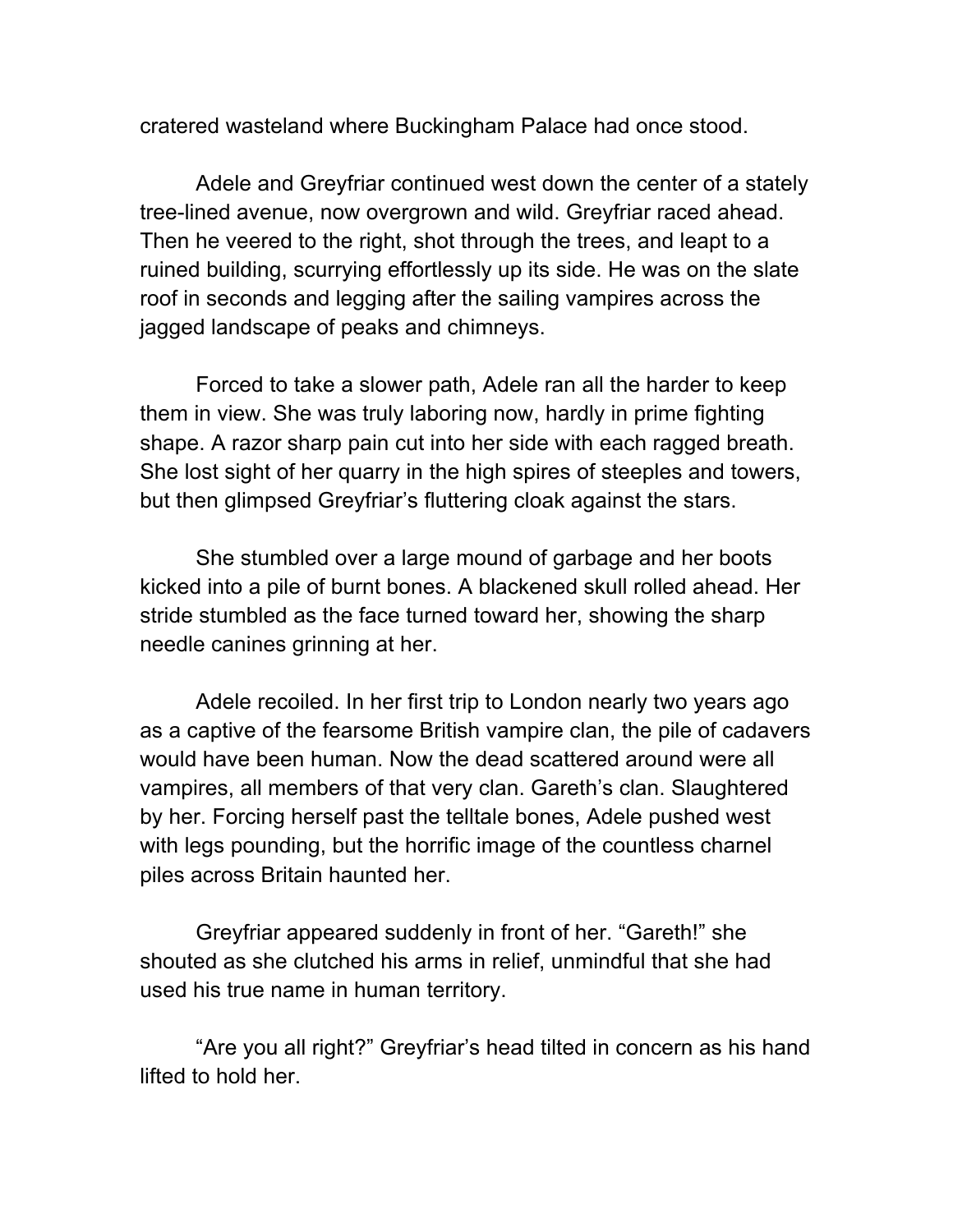cratered wasteland where Buckingham Palace had once stood.

Adele and Greyfriar continued west down the center of a stately tree-lined avenue, now overgrown and wild. Greyfriar raced ahead. Then he veered to the right, shot through the trees, and leapt to a ruined building, scurrying effortlessly up its side. He was on the slate roof in seconds and legging after the sailing vampires across the jagged landscape of peaks and chimneys.

Forced to take a slower path, Adele ran all the harder to keep them in view. She was truly laboring now, hardly in prime fighting shape. A razor sharp pain cut into her side with each ragged breath. She lost sight of her quarry in the high spires of steeples and towers, but then glimpsed Greyfriar's fluttering cloak against the stars.

She stumbled over a large mound of garbage and her boots kicked into a pile of burnt bones. A blackened skull rolled ahead. Her stride stumbled as the face turned toward her, showing the sharp needle canines grinning at her.

Adele recoiled. In her first trip to London nearly two years ago as a captive of the fearsome British vampire clan, the pile of cadavers would have been human. Now the dead scattered around were all vampires, all members of that very clan. Gareth's clan. Slaughtered by her. Forcing herself past the telltale bones, Adele pushed west with legs pounding, but the horrific image of the countless charnel piles across Britain haunted her.

Greyfriar appeared suddenly in front of her. "Gareth!" she shouted as she clutched his arms in relief, unmindful that she had used his true name in human territory.

"Are you all right?" Greyfriar's head tilted in concern as his hand lifted to hold her.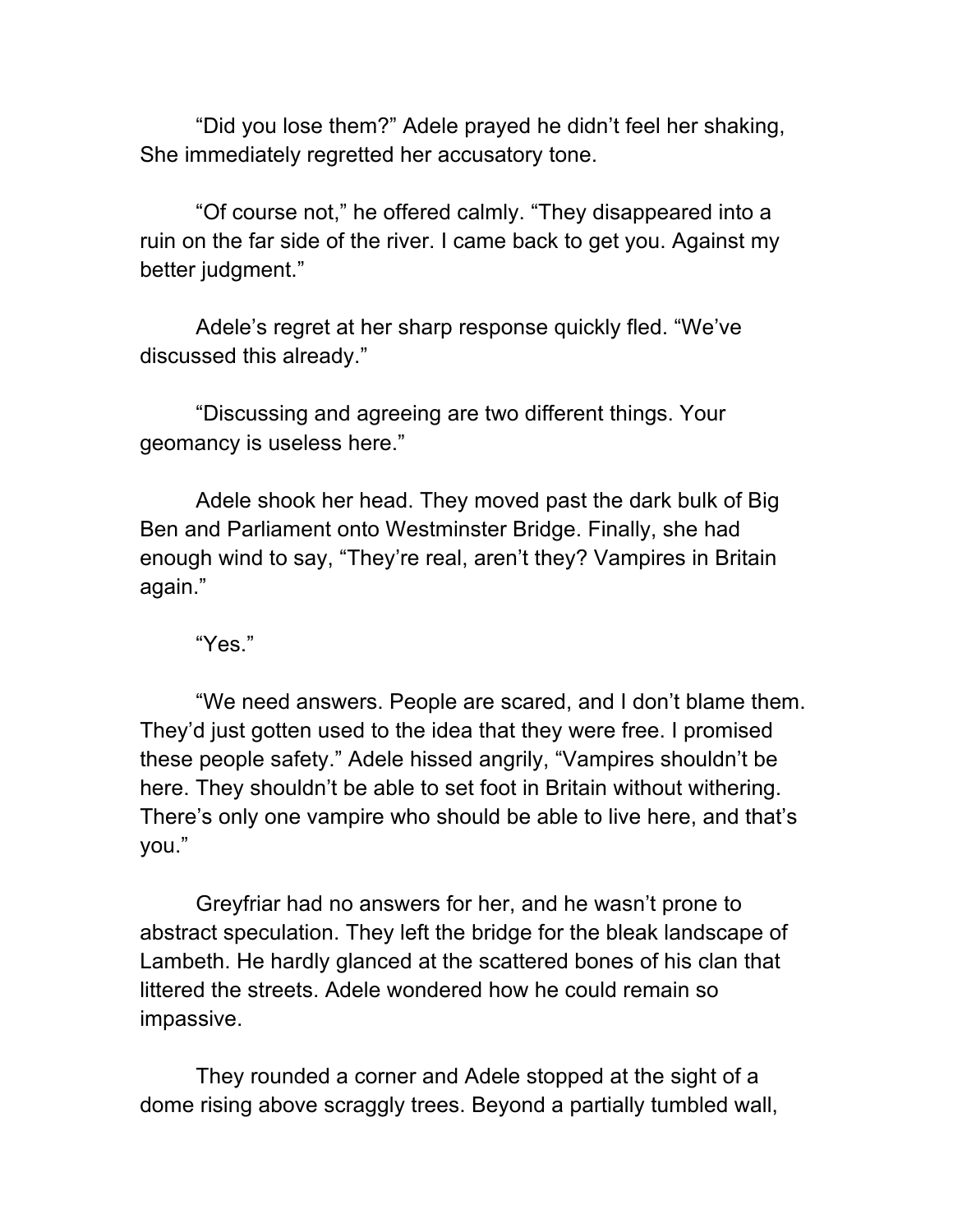“Did you lose them?” Adele prayed he didn’t feel her shaking, She immediately regretted her accusatory tone.

“Of course not,” he offered calmly. “They disappeared into a ruin on the far side of the river. I came back to get you. Against my better judgment.”

Adele’s regret at her sharp response quickly fled. “We’ve discussed this already.”

“Discussing and agreeing are two different things. Your geomancy is useless here.”

Adele shook her head. They moved past the dark bulk of Big Ben and Parliament onto Westminster Bridge. Finally, she had enough wind to say, “They’re real, aren’t they? Vampires in Britain again.”

“Yes.”

“We need answers. People are scared, and I don’t blame them. They’d just gotten used to the idea that they were free. I promised these people safety.” Adele hissed angrily, “Vampires shouldn’t be here. They shouldn’t be able to set foot in Britain without withering. There’s only one vampire who should be able to live here, and that’s you.”

Greyfriar had no answers for her, and he wasn’t prone to abstract speculation. They left the bridge for the bleak landscape of Lambeth. He hardly glanced at the scattered bones of his clan that littered the streets. Adele wondered how he could remain so impassive.

They rounded a corner and Adele stopped at the sight of a dome rising above scraggly trees. Beyond a partially tumbled wall,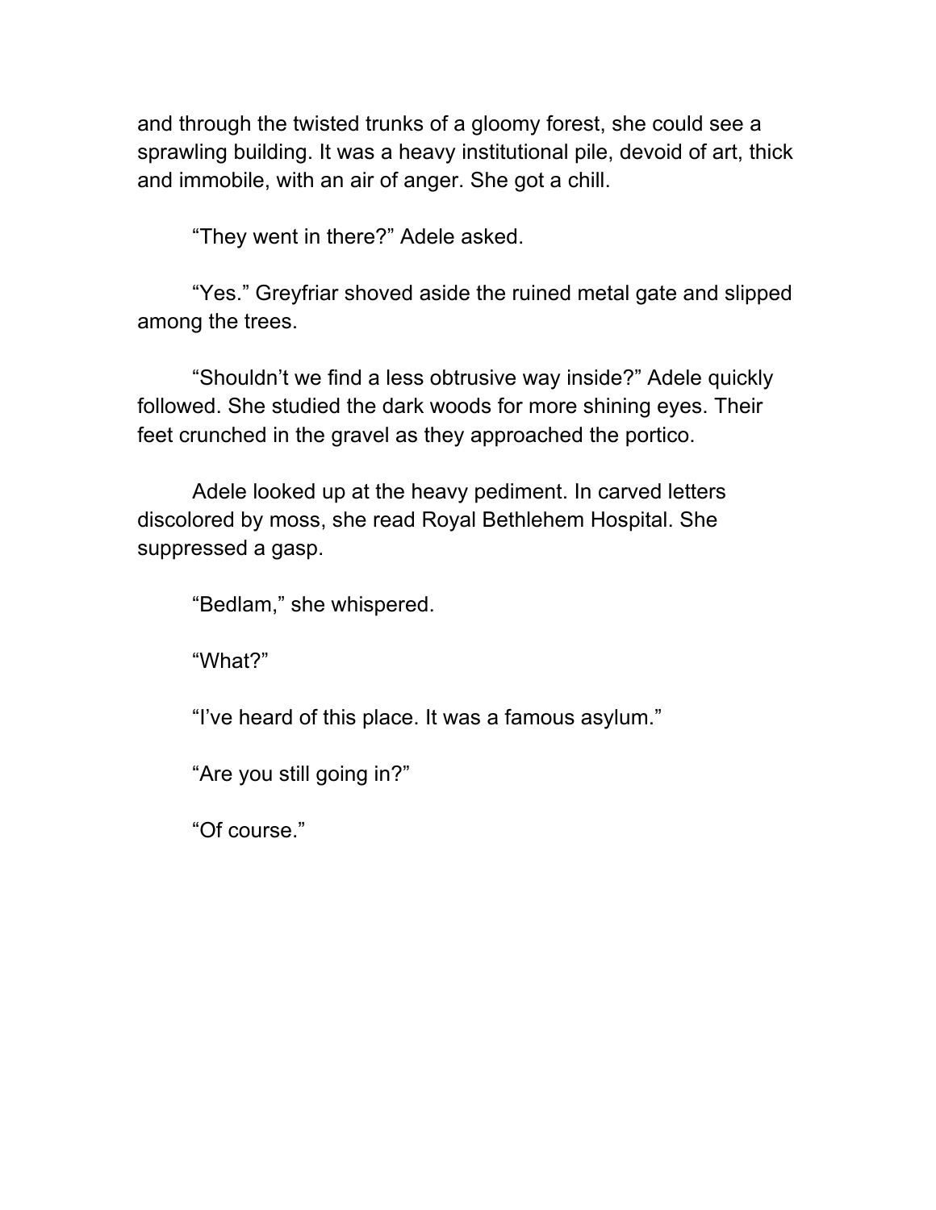and through the twisted trunks of a gloomy forest, she could see a sprawling building. It was a heavy institutional pile, devoid of art, thick and immobile, with an air of anger. She got a chill.

"They went in there?" Adele asked.

"Yes." Greyfriar shoved aside the ruined metal gate and slipped among the trees.

"Shouldn't we find a less obtrusive way inside?" Adele quickly followed. She studied the dark woods for more shining eyes. Their feet crunched in the gravel as they approached the portico.

Adele looked up at the heavy pediment. In carved letters discolored by moss, she read Royal Bethlehem Hospital. She suppressed a gasp.

"Bedlam," she whispered.

"What?"

"I've heard of this place. It was a famous asylum."

"Are you still going in?"

"Of course."